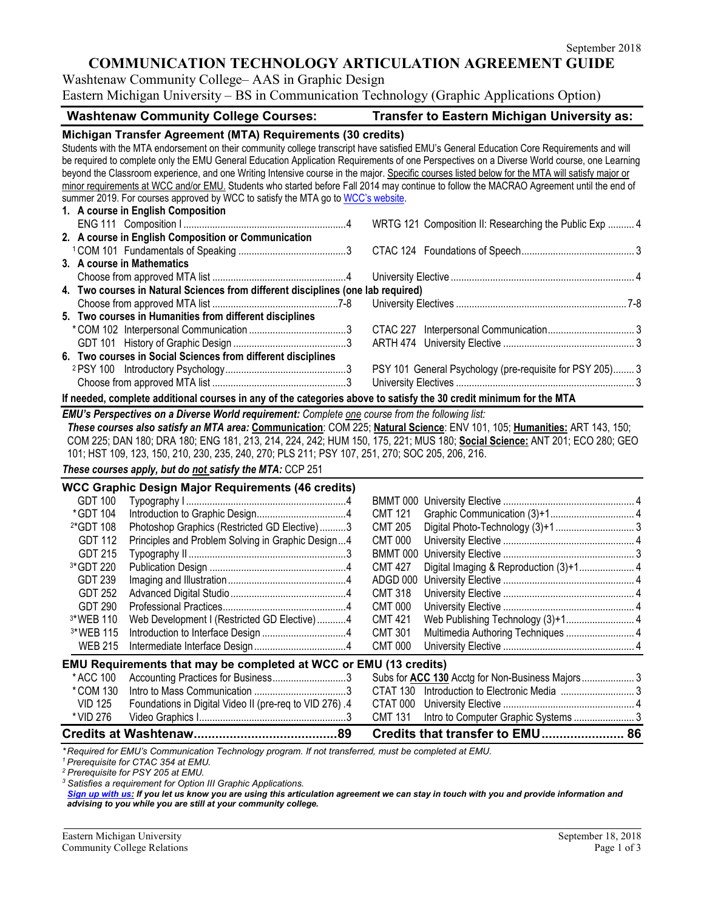September 2018

# COMMUNICATION TECHNOLOGY ARTICULATION AGREEMENT GUIDE

Washtenaw Community College– AAS in Graphic Design

Eastern Michigan University – BS in Communication Technology (Graphic Applications Option)

| Washtenaw Community College Courses: | | Transfer to Eastern Michigan University as: |
|---|---|---|

### Michigan Transfer Agreement (MTA) Requirements (30 credits)

Students with the MTA endorsement on their community college transcript have satisfied EMU's General Education Core Requirements and will be required to complete only the EMU General Education Application Requirements of one Perspectives on a Diverse World course, one Learning beyond the Classroom experience, and one Writing Intensive course in the major. Specific courses listed below for the MTA will satisfy major or minor requirements at WCC and/or EMU. Students who started before Fall 2014 may continue to follow the MACRAO Agreement until the end of summer 2019. For courses approved by WCC to satisfy the MTA go to [WCC's website](WCC's website).

| WCC Course | Credits | EMU Equivalent |
|---|---|---|
| **1. A course in English Composition** | | |
| ENG 111 Composition I | 4 | WRTG 121 Composition II: Researching the Public Exp ... 4 |
| **2. A course in English Composition or Communication** | | |
| [1] COM 101 Fundamentals of Speaking | 3 | CTAC 124 Foundations of Speech ... 3 |
| **3. A course in Mathematics** | | |
| Choose from approved MTA list | 4 | University Elective ... 4 |
| **4. Two courses in Natural Sciences from different disciplines (one lab required)** | | |
| Choose from approved MTA list | 7-8 | University Electives ... 7-8 |
| **5. Two courses in Humanities from different disciplines** | | |
| * COM 102 Interpersonal Communication | 3 | CTAC 227 Interpersonal Communication ... 3 |
| GDT 101 History of Graphic Design | 3 | ARTH 474 University Elective ... 3 |
| **6. Two courses in Social Sciences from different disciplines** | | |
| [2] PSY 100 Introductory Psychology | 3 | PSY 101 General Psychology (pre-requisite for PSY 205) ... 3 |
| Choose from approved MTA list | 3 | University Electives ... 3 |

**If needed, complete additional courses in any of the categories above to satisfy the 30 credit minimum for the MTA**

***EMU's Perspectives on a Diverse World requirement:*** *Complete one course from the following list:*

***These courses also satisfy an MTA area:*** **Communication**: COM 225; **Natural Science**: ENV 101, 105; **Humanities:** ART 143, 150; COM 225; DAN 180; DRA 180; ENG 181, 213, 214, 224, 242; HUM 150, 175, 221; MUS 180; **Social Science:** ANT 201; ECO 280; GEO 101; HST 109, 123, 150, 210, 230, 235, 240, 270; PLS 211; PSY 107, 251, 270; SOC 205, 206, 216.

***These courses apply, but do not satisfy the MTA:*** CCP 251

### WCC Graphic Design Major Requirements (46 credits)

| WCC Course | Title | Credits | EMU Course | EMU Title | Credits |
|---|---|---|---|---|---|
| GDT 100 | Typography I | 4 | BMMT 000 | University Elective | 4 |
| *GDT 104 | Introduction to Graphic Design | 4 | CMT 121 | Graphic Communication (3)+1 | 4 |
| [2]*GDT 108 | Photoshop Graphics (Restricted GD Elective) | 3 | CMT 205 | Digital Photo-Technology (3)+1 | 3 |
| GDT 112 | Principles and Problem Solving in Graphic Design | 4 | CMT 000 | University Elective | 4 |
| GDT 215 | Typography II | 3 | BMMT 000 | University Elective | 3 |
| [3]*GDT 220 | Publication Design | 4 | CMT 427 | Digital Imaging & Reproduction (3)+1 | 4 |
| GDT 239 | Imaging and Illustration | 4 | ADGD 000 | University Elective | 4 |
| GDT 252 | Advanced Digital Studio | 4 | CMT 318 | University Elective | 4 |
| GDT 290 | Professional Practices | 4 | CMT 000 | University Elective | 4 |
| [3]*WEB 110 | Web Development I (Restricted GD Elective) | 4 | CMT 421 | Web Publishing Technology (3)+1 | 4 |
| [3]*WEB 115 | Introduction to Interface Design | 4 | CMT 301 | Multimedia Authoring Techniques | 4 |
| WEB 215 | Intermediate Interface Design | 4 | CMT 000 | University Elective | 4 |

### EMU Requirements that may be completed at WCC or EMU (13 credits)

| WCC Course | Title | Credits | EMU Course | EMU Title | Credits |
|---|---|---|---|---|---|
| *ACC 100 | Accounting Practices for Business | 3 | Subs for **ACC 130** | Acctg for Non-Business Majors | 3 |
| *COM 130 | Intro to Mass Communication | 3 | CTAT 130 | Introduction to Electronic Media | 3 |
| VID 125 | Foundations in Digital Video II (pre-req to VID 276) | 4 | CTAT 000 | University Elective | 4 |
| *VID 276 | Video Graphics I | 3 | CMT 131 | Intro to Computer Graphic Systems | 3 |
| **Credits at Washtenaw** | | **89** | **Credits that transfer to EMU** | | **86** |

*\*Required for EMU's Communication Technology program. If not transferred, must be completed at EMU.*

*[1] Prerequisite for CTAC 354 at EMU.*

*[2] Prerequisite for PSY 205 at EMU.*

*[3] Satisfies a requirement for Option III Graphic Applications.*

***Sign up with us:** If you let us know you are using this articulation agreement we can stay in touch with you and provide information and advising to you while you are still at your community college.*

Eastern Michigan University
Community College Relations

September 18, 2018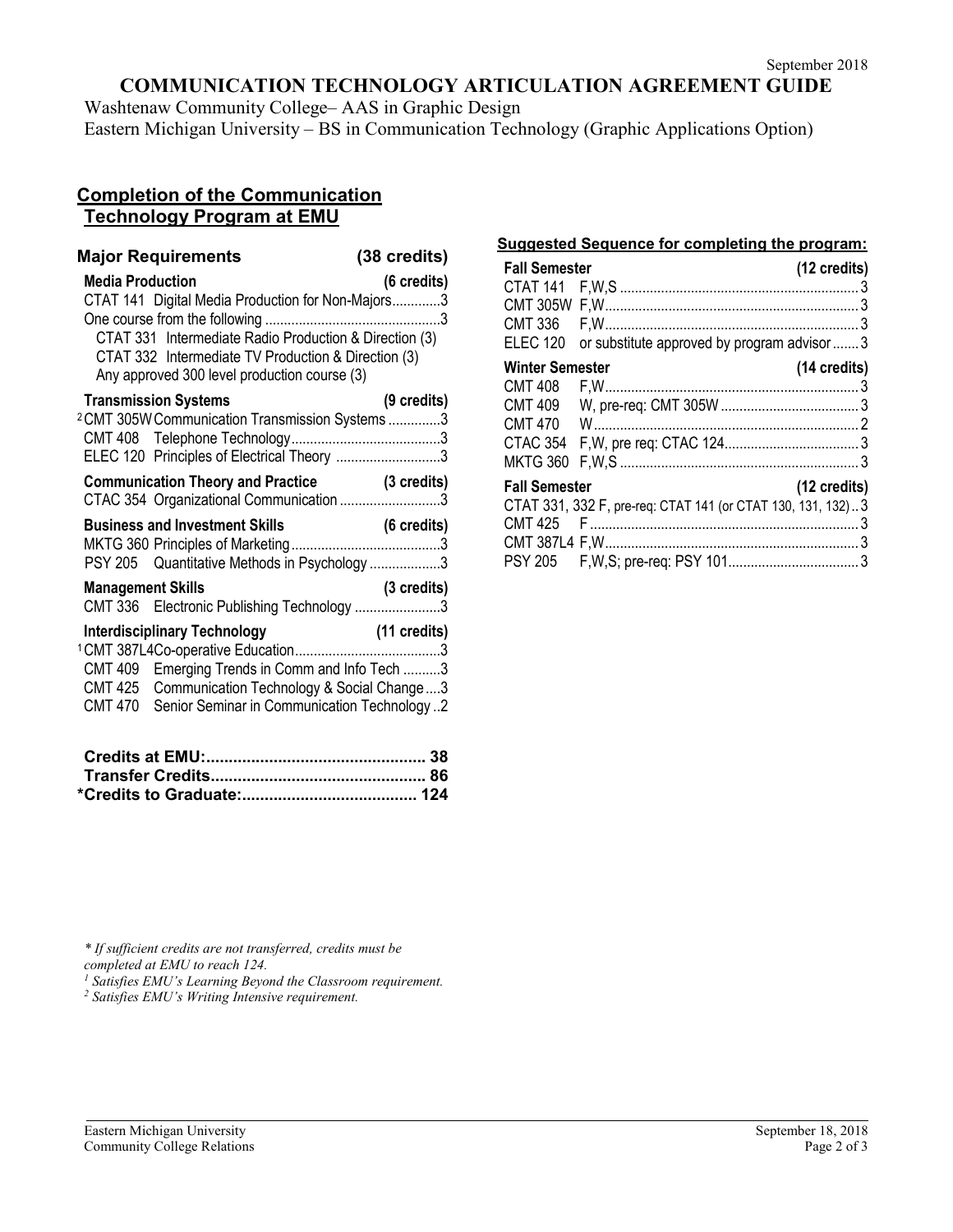September 2018

# COMMUNICATION TECHNOLOGY ARTICULATION AGREEMENT GUIDE

Washtenaw Community College– AAS in Graphic Design
Eastern Michigan University – BS in Communication Technology (Graphic Applications Option)

## Completion of the Communication Technology Program at EMU

### Major Requirements (38 credits)

**Media Production (6 credits)**
CTAT 141 Digital Media Production for Non-Majors.............3
One course from the following ..............................................3
- CTAT 331 Intermediate Radio Production & Direction (3)
- CTAT 332 Intermediate TV Production & Direction (3)
- Any approved 300 level production course (3)

**Transmission Systems (9 credits)**
[2] CMT 305W Communication Transmission Systems ..............3
CMT 408 Telephone Technology........................................3
ELEC 120 Principles of Electrical Theory ............................3

**Communication Theory and Practice (3 credits)**
CTAC 354 Organizational Communication ...........................3

**Business and Investment Skills (6 credits)**
MKTG 360 Principles of Marketing........................................3
PSY 205 Quantitative Methods in Psychology ...................3

**Management Skills (3 credits)**
CMT 336 Electronic Publishing Technology .......................3

**Interdisciplinary Technology (11 credits)**
[1] CMT 387L4 Co-operative Education.......................................3
CMT 409 Emerging Trends in Comm and Info Tech ..........3
CMT 425 Communication Technology & Social Change....3
CMT 470 Senior Seminar in Communication Technology ..2

**Credits at EMU:................................................ 38**
**Transfer Credits............................................... 86**
***Credits to Graduate:...................................... 124**

### Suggested Sequence for completing the program:

**Fall Semester (12 credits)**
CTAT 141 F,W,S ...............................................................3
CMT 305W F,W...................................................................3
CMT 336 F,W...................................................................3
ELEC 120 or substitute approved by program advisor .......3

**Winter Semester (14 credits)**
CMT 408 F,W...................................................................3
CMT 409 W, pre-req: CMT 305W .....................................3
CMT 470 W......................................................................2
CTAC 354 F,W, pre req: CTAC 124....................................3
MKTG 360 F,W,S ...............................................................3

**Fall Semester (12 credits)**
CTAT 331, 332 F, pre-req: CTAT 141 (or CTAT 130, 131, 132)..3
CMT 425 F .......................................................................3
CMT 387L4 F,W...................................................................3
PSY 205 F,W,S; pre-req: PSY 101...................................3

*\* If sufficient credits are not transferred, credits must be completed at EMU to reach 124.*
*[1] Satisfies EMU's Learning Beyond the Classroom requirement.*
*[2] Satisfies EMU's Writing Intensive requirement.*

Eastern Michigan University
Community College Relations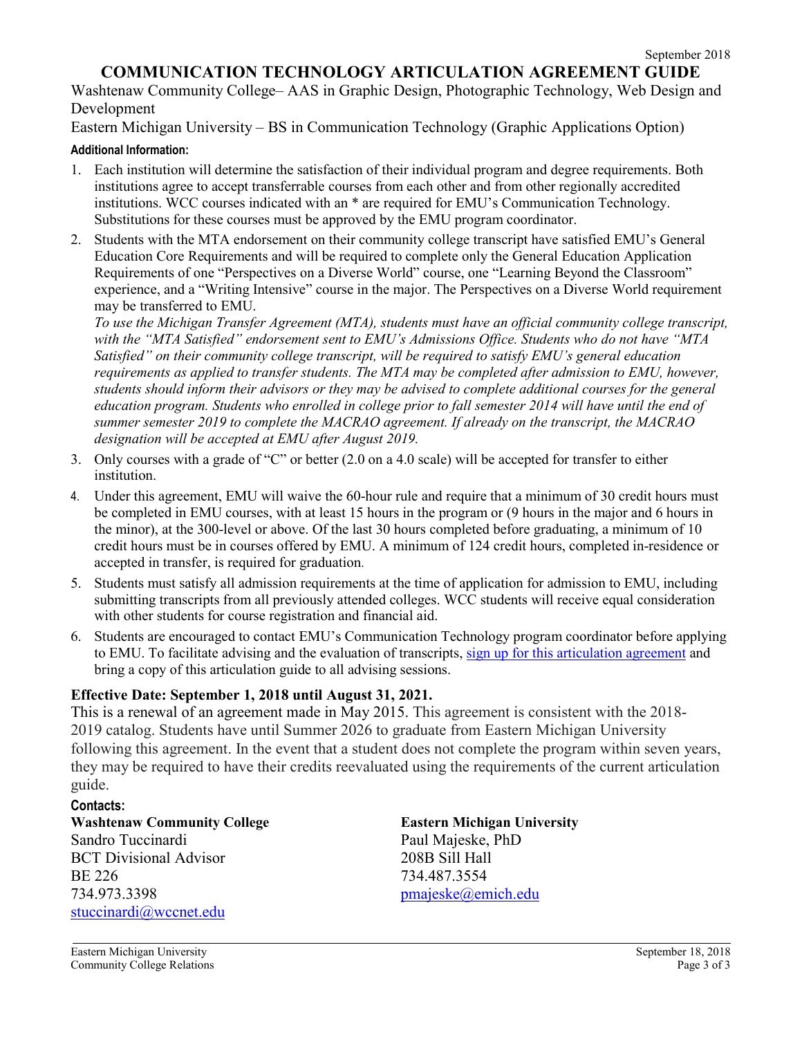# COMMUNICATION TECHNOLOGY ARTICULATION AGREEMENT GUIDE

Washtenaw Community College– AAS in Graphic Design, Photographic Technology, Web Design and Development

Eastern Michigan University – BS in Communication Technology (Graphic Applications Option)

**Additional Information:**

1. Each institution will determine the satisfaction of their individual program and degree requirements. Both institutions agree to accept transferrable courses from each other and from other regionally accredited institutions. WCC courses indicated with an * are required for EMU's Communication Technology. Substitutions for these courses must be approved by the EMU program coordinator.
2. Students with the MTA endorsement on their community college transcript have satisfied EMU's General Education Core Requirements and will be required to complete only the General Education Application Requirements of one "Perspectives on a Diverse World" course, one "Learning Beyond the Classroom" experience, and a "Writing Intensive" course in the major. The Perspectives on a Diverse World requirement may be transferred to EMU.
   *To use the Michigan Transfer Agreement (MTA), students must have an official community college transcript, with the "MTA Satisfied" endorsement sent to EMU's Admissions Office. Students who do not have "MTA Satisfied" on their community college transcript, will be required to satisfy EMU's general education requirements as applied to transfer students. The MTA may be completed after admission to EMU, however, students should inform their advisors or they may be advised to complete additional courses for the general education program. Students who enrolled in college prior to fall semester 2014 will have until the end of summer semester 2019 to complete the MACRAO agreement. If already on the transcript, the MACRAO designation will be accepted at EMU after August 2019.*
3. Only courses with a grade of "C" or better (2.0 on a 4.0 scale) will be accepted for transfer to either institution.
4. Under this agreement, EMU will waive the 60-hour rule and require that a minimum of 30 credit hours must be completed in EMU courses, with at least 15 hours in the program or (9 hours in the major and 6 hours in the minor), at the 300-level or above. Of the last 30 hours completed before graduating, a minimum of 10 credit hours must be in courses offered by EMU. A minimum of 124 credit hours, completed in-residence or accepted in transfer, is required for graduation.
5. Students must satisfy all admission requirements at the time of application for admission to EMU, including submitting transcripts from all previously attended colleges. WCC students will receive equal consideration with other students for course registration and financial aid.
6. Students are encouraged to contact EMU's Communication Technology program coordinator before applying to EMU. To facilitate advising and the evaluation of transcripts, sign up for this articulation agreement and bring a copy of this articulation guide to all advising sessions.

**Effective Date: September 1, 2018 until August 31, 2021.**

This is a renewal of an agreement made in May 2015. This agreement is consistent with the 2018-2019 catalog. Students have until Summer 2026 to graduate from Eastern Michigan University following this agreement. In the event that a student does not complete the program within seven years, they may be required to have their credits reevaluated using the requirements of the current articulation guide.

**Contacts:**

**Washtenaw Community College**
Sandro Tuccinardi
BCT Divisional Advisor
BE 226
734.973.3398
stuccinardi@wccnet.edu

**Eastern Michigan University**
Paul Majeske, PhD
208B Sill Hall
734.487.3554
pmajeske@emich.edu